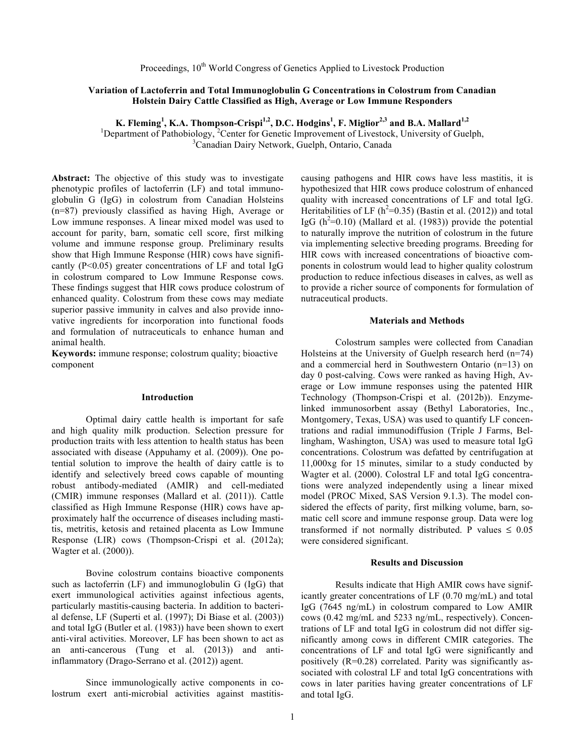Proceedings, 10th World Congress of Genetics Applied to Livestock Production

# Variation of Lactoferrin and Total Immunoglobulin G Concentrations in Colostrum from Canadian Holstein Dairy Cattle Classified as High, Average or Low Immune Responders

**K. Fleming[1], K.A. Thompson-Crispi[1,2], D.C. Hodgins[1], F. Miglior[2,3] and B.A. Mallard[1,2]**

[1]Department of Pathobiology, [2]Center for Genetic Improvement of Livestock, University of Guelph, [3]Canadian Dairy Network, Guelph, Ontario, Canada

**Abstract:** The objective of this study was to investigate phenotypic profiles of lactoferrin (LF) and total immunoglobulin G (IgG) in colostrum from Canadian Holsteins (n=87) previously classified as having High, Average or Low immune responses. A linear mixed model was used to account for parity, barn, somatic cell score, first milking volume and immune response group. Preliminary results show that High Immune Response (HIR) cows have significantly ($P<0.05$) greater concentrations of LF and total IgG in colostrum compared to Low Immune Response cows. These findings suggest that HIR cows produce colostrum of enhanced quality. Colostrum from these cows may mediate superior passive immunity in calves and also provide innovative ingredients for incorporation into functional foods and formulation of nutraceuticals to enhance human and animal health.

**Keywords:** immune response; colostrum quality; bioactive component

## Introduction

Optimal dairy cattle health is important for safe and high quality milk production. Selection pressure for production traits with less attention to health status has been associated with disease (Appuhamy et al. (2009)). One potential solution to improve the health of dairy cattle is to identify and selectively breed cows capable of mounting robust antibody-mediated (AMIR) and cell-mediated (CMIR) immune responses (Mallard et al. (2011)). Cattle classified as High Immune Response (HIR) cows have approximately half the occurrence of diseases including mastitis, metritis, ketosis and retained placenta as Low Immune Response (LIR) cows (Thompson-Crispi et al. (2012a); Wagter et al. (2000)).

Bovine colostrum contains bioactive components such as lactoferrin (LF) and immunoglobulin G (IgG) that exert immunological activities against infectious agents, particularly mastitis-causing bacteria. In addition to bacterial defense, LF (Superti et al. (1997); Di Biase et al. (2003)) and total IgG (Butler et al. (1983)) have been shown to exert anti-viral activities. Moreover, LF has been shown to act as an anti-cancerous (Tung et al. (2013)) and anti-inflammatory (Drago-Serrano et al. (2012)) agent.

Since immunologically active components in colostrum exert anti-microbial activities against mastitis-causing pathogens and HIR cows have less mastitis, it is hypothesized that HIR cows produce colostrum of enhanced quality with increased concentrations of LF and total IgG. Heritabilities of LF ($h^2=0.35$) (Bastin et al. (2012)) and total IgG ($h^2=0.10$) (Mallard et al. (1983)) provide the potential to naturally improve the nutrition of colostrum in the future via implementing selective breeding programs. Breeding for HIR cows with increased concentrations of bioactive components in colostrum would lead to higher quality colostrum production to reduce infectious diseases in calves, as well as to provide a richer source of components for formulation of nutraceutical products.

## Materials and Methods

Colostrum samples were collected from Canadian Holsteins at the University of Guelph research herd (n=74) and a commercial herd in Southwestern Ontario (n=13) on day 0 post-calving. Cows were ranked as having High, Average or Low immune responses using the patented HIR Technology (Thompson-Crispi et al. (2012b)). Enzyme-linked immunosorbent assay (Bethyl Laboratories, Inc., Montgomery, Texas, USA) was used to quantify LF concentrations and radial immunodiffusion (Triple J Farms, Bellingham, Washington, USA) was used to measure total IgG concentrations. Colostrum was defatted by centrifugation at 11,000xg for 15 minutes, similar to a study conducted by Wagter et al. (2000). Colostral LF and total IgG concentrations were analyzed independently using a linear mixed model (PROC Mixed, SAS Version 9.1.3). The model considered the effects of parity, first milking volume, barn, somatic cell score and immune response group. Data were log transformed if not normally distributed. P values $\leq 0.05$ were considered significant.

## Results and Discussion

Results indicate that High AMIR cows have significantly greater concentrations of LF (0.70 mg/mL) and total IgG (7645 ng/mL) in colostrum compared to Low AMIR cows (0.42 mg/mL and 5233 ng/mL, respectively). Concentrations of LF and total IgG in colostrum did not differ significantly among cows in different CMIR categories. The concentrations of LF and total IgG were significantly and positively ($R=0.28$) correlated. Parity was significantly associated with colostral LF and total IgG concentrations with cows in later parities having greater concentrations of LF and total IgG.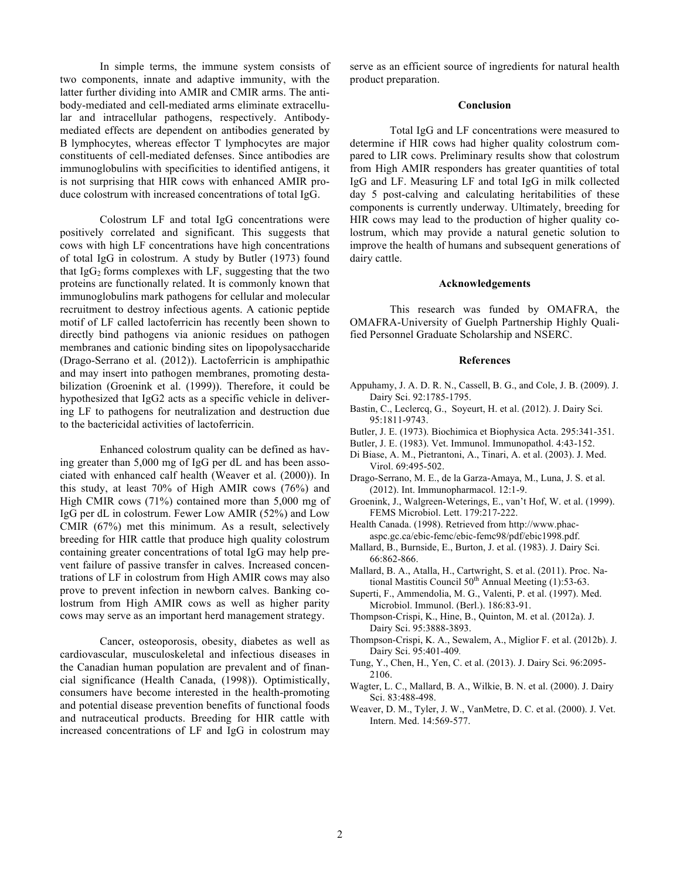In simple terms, the immune system consists of two components, innate and adaptive immunity, with the latter further dividing into AMIR and CMIR arms. The antibody-mediated and cell-mediated arms eliminate extracellular and intracellular pathogens, respectively. Antibody-mediated effects are dependent on antibodies generated by B lymphocytes, whereas effector T lymphocytes are major constituents of cell-mediated defenses. Since antibodies are immunoglobulins with specificities to identified antigens, it is not surprising that HIR cows with enhanced AMIR produce colostrum with increased concentrations of total IgG.

Colostrum LF and total IgG concentrations were positively correlated and significant. This suggests that cows with high LF concentrations have high concentrations of total IgG in colostrum. A study by Butler (1973) found that $IgG_2$ forms complexes with LF, suggesting that the two proteins are functionally related. It is commonly known that immunoglobulins mark pathogens for cellular and molecular recruitment to destroy infectious agents. A cationic peptide motif of LF called lactoferricin has recently been shown to directly bind pathogens via anionic residues on pathogen membranes and cationic binding sites on lipopolysaccharide (Drago-Serrano et al. (2012)). Lactoferricin is amphipathic and may insert into pathogen membranes, promoting destabilization (Groenink et al. (1999)). Therefore, it could be hypothesized that IgG2 acts as a specific vehicle in delivering LF to pathogens for neutralization and destruction due to the bactericidal activities of lactoferricin.

Enhanced colostrum quality can be defined as having greater than 5,000 mg of IgG per dL and has been associated with enhanced calf health (Weaver et al. (2000)). In this study, at least 70% of High AMIR cows (76%) and High CMIR cows (71%) contained more than 5,000 mg of IgG per dL in colostrum. Fewer Low AMIR (52%) and Low CMIR (67%) met this minimum. As a result, selectively breeding for HIR cattle that produce high quality colostrum containing greater concentrations of total IgG may help prevent failure of passive transfer in calves. Increased concentrations of LF in colostrum from High AMIR cows may also prove to prevent infection in newborn calves. Banking colostrum from High AMIR cows as well as higher parity cows may serve as an important herd management strategy.

Cancer, osteoporosis, obesity, diabetes as well as cardiovascular, musculoskeletal and infectious diseases in the Canadian human population are prevalent and of financial significance (Health Canada, (1998)). Optimistically, consumers have become interested in the health-promoting and potential disease prevention benefits of functional foods and nutraceutical products. Breeding for HIR cattle with increased concentrations of LF and IgG in colostrum may serve as an efficient source of ingredients for natural health product preparation.

## Conclusion

Total IgG and LF concentrations were measured to determine if HIR cows had higher quality colostrum compared to LIR cows. Preliminary results show that colostrum from High AMIR responders has greater quantities of total IgG and LF. Measuring LF and total IgG in milk collected day 5 post-calving and calculating heritabilities of these components is currently underway. Ultimately, breeding for HIR cows may lead to the production of higher quality colostrum, which may provide a natural genetic solution to improve the health of humans and subsequent generations of dairy cattle.

## Acknowledgements

This research was funded by OMAFRA, the OMAFRA-University of Guelph Partnership Highly Qualified Personnel Graduate Scholarship and NSERC.

## References

Appuhamy, J. A. D. R. N., Cassell, B. G., and Cole, J. B. (2009). J. Dairy Sci. 92:1785-1795.

Bastin, C., Leclercq, G., Soyeurt, H. et al. (2012). J. Dairy Sci. 95:1811-9743.

Butler, J. E. (1973). Biochimica et Biophysica Acta. 295:341-351.

Butler, J. E. (1983). Vet. Immunol. Immunopathol. 4:43-152.

Di Biase, A. M., Pietrantoni, A., Tinari, A. et al. (2003). J. Med. Virol. 69:495-502.

Drago-Serrano, M. E., de la Garza-Amaya, M., Luna, J. S. et al. (2012). Int. Immunopharmacol. 12:1-9.

Groenink, J., Walgreen-Weterings, E., van't Hof, W. et al. (1999). FEMS Microbiol. Lett. 179:217-222.

Health Canada. (1998). Retrieved from http://www.phac-aspc.gc.ca/ebic-femc/ebic-femc98/pdf/ebic1998.pdf.

Mallard, B., Burnside, E., Burton, J. et al. (1983). J. Dairy Sci. 66:862-866.

Mallard, B. A., Atalla, H., Cartwright, S. et al. (2011). Proc. National Mastitis Council 50th Annual Meeting (1):53-63.

Superti, F., Ammendolia, M. G., Valenti, P. et al. (1997). Med. Microbiol. Immunol. (Berl.). 186:83-91.

Thompson-Crispi, K., Hine, B., Quinton, M. et al. (2012a). J. Dairy Sci. 95:3888-3893.

Thompson-Crispi, K. A., Sewalem, A., Miglior F. et al. (2012b). J. Dairy Sci. 95:401-409.

Tung, Y., Chen, H., Yen, C. et al. (2013). J. Dairy Sci. 96:2095-2106.

Wagter, L. C., Mallard, B. A., Wilkie, B. N. et al. (2000). J. Dairy Sci. 83:488-498.

Weaver, D. M., Tyler, J. W., VanMetre, D. C. et al. (2000). J. Vet. Intern. Med. 14:569-577.